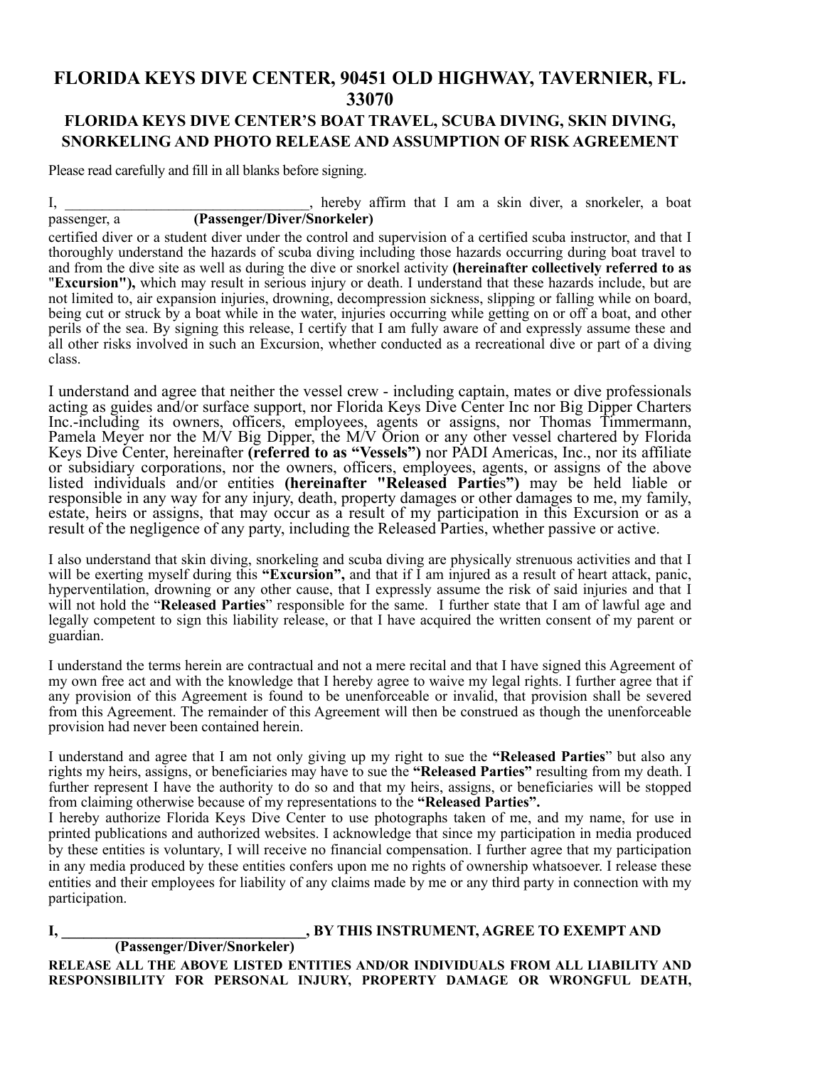# FLORIDA KEYS DIVE CENTER, 90451 OLD HIGHWAY, TAVERNIER, FL. 33070

## FLORIDA KEYS DIVE CENTER'S BOAT TRAVEL, SCUBA DIVING, SKIN DIVING, SNORKELING AND PHOTO RELEASE AND ASSUMPTION OF RISK AGREEMENT

Please read carefully and fill in all blanks before signing.

I, _________________________________, hereby affirm that I am a skin diver, a snorkeler, a boat passenger, a **(Passenger/Diver/Snorkeler)** certified diver or a student diver under the control and supervision of a certified scuba instructor, and that I thoroughly understand the hazards of scuba diving including those hazards occurring during boat travel to and from the dive site as well as during the dive or snorkel activity **(hereinafter collectively referred to as "Excursion"),** which may result in serious injury or death. I understand that these hazards include, but are not limited to, air expansion injuries, drowning, decompression sickness, slipping or falling while on board, being cut or struck by a boat while in the water, injuries occurring while getting on or off a boat, and other perils of the sea. By signing this release, I certify that I am fully aware of and expressly assume these and all other risks involved in such an Excursion, whether conducted as a recreational dive or part of a diving class.

I understand and agree that neither the vessel crew - including captain, mates or dive professionals acting as guides and/or surface support, nor Florida Keys Dive Center Inc nor Big Dipper Charters Inc.-including its owners, officers, employees, agents or assigns, nor Thomas Timmermann, Pamela Meyer nor the M/V Big Dipper, the M/V Orion or any other vessel chartered by Florida Keys Dive Center, hereinafter **(referred to as "Vessels")** nor PADI Americas, Inc., nor its affiliate or subsidiary corporations, nor the owners, officers, employees, agents, or assigns of the above listed individuals and/or entities **(hereinafter "Released Parties")** may be held liable or responsible in any way for any injury, death, property damages or other damages to me, my family, estate, heirs or assigns, that may occur as a result of my participation in this Excursion or as a result of the negligence of any party, including the Released Parties, whether passive or active.

I also understand that skin diving, snorkeling and scuba diving are physically strenuous activities and that I will be exerting myself during this **"Excursion",** and that if I am injured as a result of heart attack, panic, hyperventilation, drowning or any other cause, that I expressly assume the risk of said injuries and that I will not hold the "**Released Parties**" responsible for the same. I further state that I am of lawful age and legally competent to sign this liability release, or that I have acquired the written consent of my parent or guardian.

I understand the terms herein are contractual and not a mere recital and that I have signed this Agreement of my own free act and with the knowledge that I hereby agree to waive my legal rights. I further agree that if any provision of this Agreement is found to be unenforceable or invalid, that provision shall be severed from this Agreement. The remainder of this Agreement will then be construed as though the unenforceable provision had never been contained herein.

I understand and agree that I am not only giving up my right to sue the **"Released Parties"** but also any rights my heirs, assigns, or beneficiaries may have to sue the **"Released Parties"** resulting from my death. I further represent I have the authority to do so and that my heirs, assigns, or beneficiaries will be stopped from claiming otherwise because of my representations to the **"Released Parties".**

I hereby authorize Florida Keys Dive Center to use photographs taken of me, and my name, for use in printed publications and authorized websites. I acknowledge that since my participation in media produced by these entities is voluntary, I will receive no financial compensation. I further agree that my participation in any media produced by these entities confers upon me no rights of ownership whatsoever. I release these entities and their employees for liability of any claims made by me or any third party in connection with my participation.

**I, _________________________________, BY THIS INSTRUMENT, AGREE TO EXEMPT AND**
**(Passenger/Diver/Snorkeler)**

**RELEASE ALL THE ABOVE LISTED ENTITIES AND/OR INDIVIDUALS FROM ALL LIABILITY AND RESPONSIBILITY FOR PERSONAL INJURY, PROPERTY DAMAGE OR WRONGFUL DEATH,**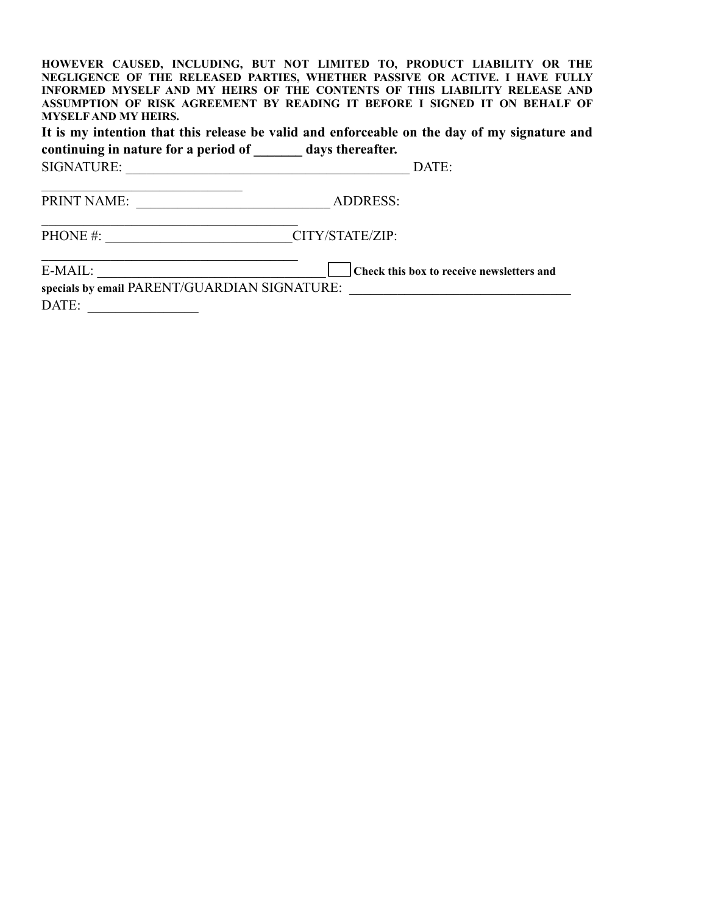**HOWEVER CAUSED, INCLUDING, BUT NOT LIMITED TO, PRODUCT LIABILITY OR THE NEGLIGENCE OF THE RELEASED PARTIES, WHETHER PASSIVE OR ACTIVE. I HAVE FULLY INFORMED MYSELF AND MY HEIRS OF THE CONTENTS OF THIS LIABILITY RELEASE AND ASSUMPTION OF RISK AGREEMENT BY READING IT BEFORE I SIGNED IT ON BEHALF OF MYSELF AND MY HEIRS.**

**It is my intention that this release be valid and enforceable on the day of my signature and continuing in nature for a period of _______ days thereafter.**

SIGNATURE: ___________________________________________ DATE: ______________________________

PRINT NAME: _____________________________ ADDRESS: _______________________________________

PHONE #: ____________________________CITY/STATE/ZIP: _______________________________________

E-MAIL: __________________________________ ☐ **Check this box to receive newsletters and specials by email** PARENT/GUARDIAN SIGNATURE: _________________________________

DATE: ________________